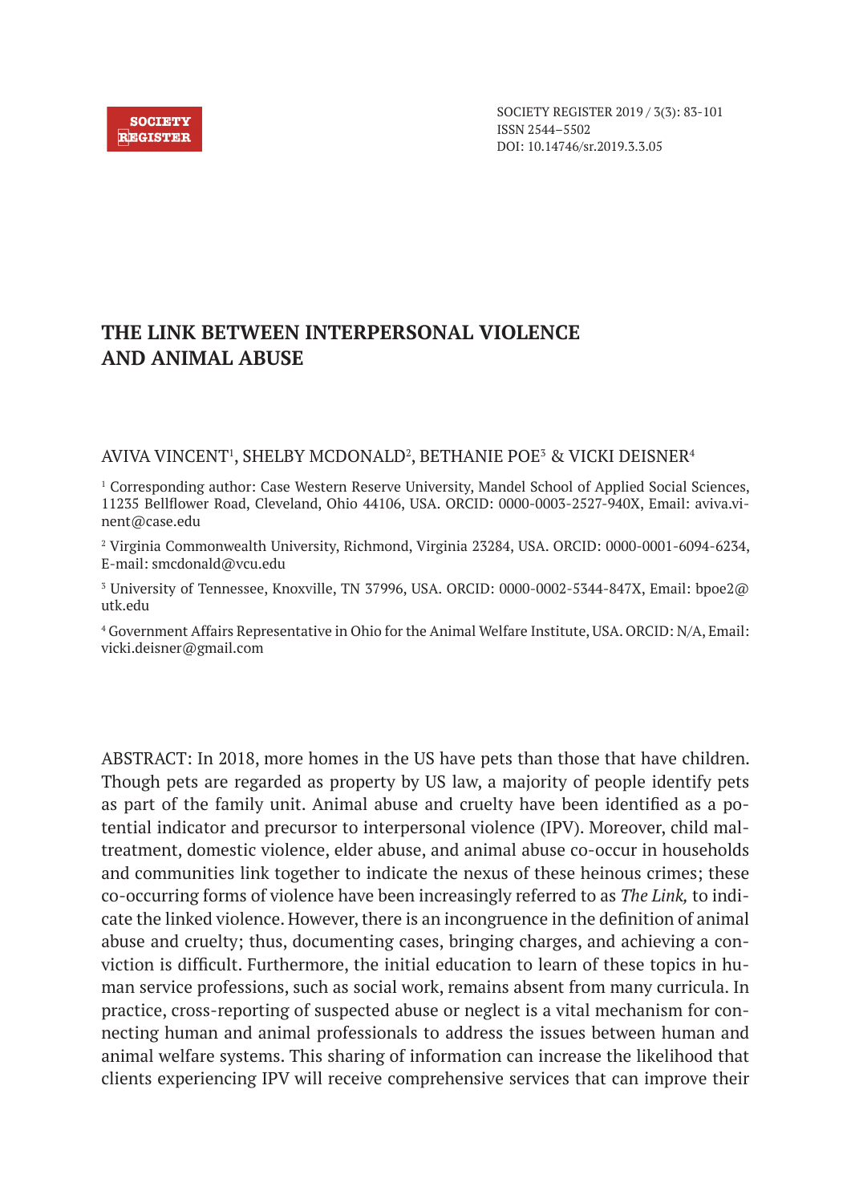# THE LINK BETWEEN INTERPERSONAL VIOLENCE AND ANIMAL ABUSE

AVIVA VINCENT[1], SHELBY MCDONALD[2], BETHANIE POE[3] & VICKI DEISNER[4]

[1] Corresponding author: Case Western Reserve University, Mandel School of Applied Social Sciences, 11235 Bellflower Road, Cleveland, Ohio 44106, USA. ORCID: 0000-0003-2527-940X, Email: aviva.vinent@case.edu

[2] Virginia Commonwealth University, Richmond, Virginia 23284, USA. ORCID: 0000-0001-6094-6234, E-mail: smcdonald@vcu.edu

[3] University of Tennessee, Knoxville, TN 37996, USA. ORCID: 0000-0002-5344-847X, Email: bpoe2@utk.edu

[4] Government Affairs Representative in Ohio for the Animal Welfare Institute, USA. ORCID: N/A, Email: vicki.deisner@gmail.com

ABSTRACT: In 2018, more homes in the US have pets than those that have children. Though pets are regarded as property by US law, a majority of people identify pets as part of the family unit. Animal abuse and cruelty have been identified as a potential indicator and precursor to interpersonal violence (IPV). Moreover, child maltreatment, domestic violence, elder abuse, and animal abuse co-occur in households and communities link together to indicate the nexus of these heinous crimes; these co-occurring forms of violence have been increasingly referred to as *The Link,* to indicate the linked violence. However, there is an incongruence in the definition of animal abuse and cruelty; thus, documenting cases, bringing charges, and achieving a conviction is difficult. Furthermore, the initial education to learn of these topics in human service professions, such as social work, remains absent from many curricula. In practice, cross-reporting of suspected abuse or neglect is a vital mechanism for connecting human and animal professionals to address the issues between human and animal welfare systems. This sharing of information can increase the likelihood that clients experiencing IPV will receive comprehensive services that can improve their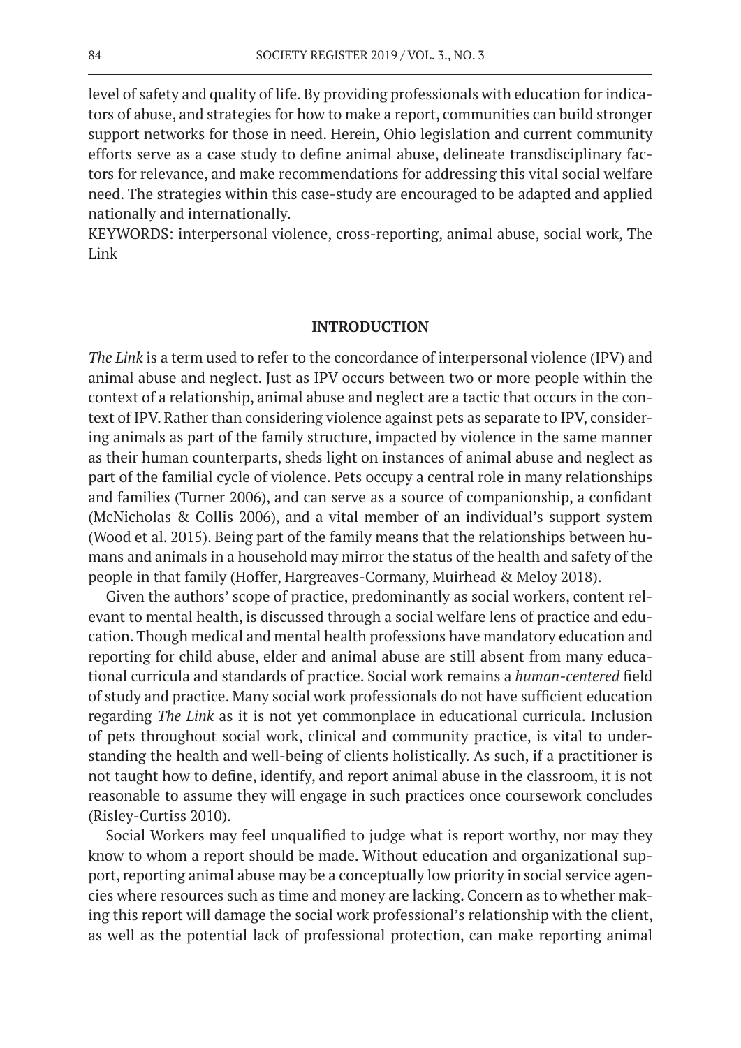level of safety and quality of life. By providing professionals with education for indicators of abuse, and strategies for how to make a report, communities can build stronger support networks for those in need. Herein, Ohio legislation and current community efforts serve as a case study to define animal abuse, delineate transdisciplinary factors for relevance, and make recommendations for addressing this vital social welfare need. The strategies within this case-study are encouraged to be adapted and applied nationally and internationally.

KEYWORDS: interpersonal violence, cross-reporting, animal abuse, social work, The Link

## INTRODUCTION

*The Link* is a term used to refer to the concordance of interpersonal violence (IPV) and animal abuse and neglect. Just as IPV occurs between two or more people within the context of a relationship, animal abuse and neglect are a tactic that occurs in the context of IPV. Rather than considering violence against pets as separate to IPV, considering animals as part of the family structure, impacted by violence in the same manner as their human counterparts, sheds light on instances of animal abuse and neglect as part of the familial cycle of violence. Pets occupy a central role in many relationships and families (Turner 2006), and can serve as a source of companionship, a confidant (McNicholas & Collis 2006), and a vital member of an individual's support system (Wood et al. 2015). Being part of the family means that the relationships between humans and animals in a household may mirror the status of the health and safety of the people in that family (Hoffer, Hargreaves-Cormany, Muirhead & Meloy 2018).

Given the authors' scope of practice, predominantly as social workers, content relevant to mental health, is discussed through a social welfare lens of practice and education. Though medical and mental health professions have mandatory education and reporting for child abuse, elder and animal abuse are still absent from many educational curricula and standards of practice. Social work remains a *human-centered* field of study and practice. Many social work professionals do not have sufficient education regarding *The Link* as it is not yet commonplace in educational curricula. Inclusion of pets throughout social work, clinical and community practice, is vital to understanding the health and well-being of clients holistically. As such, if a practitioner is not taught how to define, identify, and report animal abuse in the classroom, it is not reasonable to assume they will engage in such practices once coursework concludes (Risley-Curtiss 2010).

Social Workers may feel unqualified to judge what is report worthy, nor may they know to whom a report should be made. Without education and organizational support, reporting animal abuse may be a conceptually low priority in social service agencies where resources such as time and money are lacking. Concern as to whether making this report will damage the social work professional's relationship with the client, as well as the potential lack of professional protection, can make reporting animal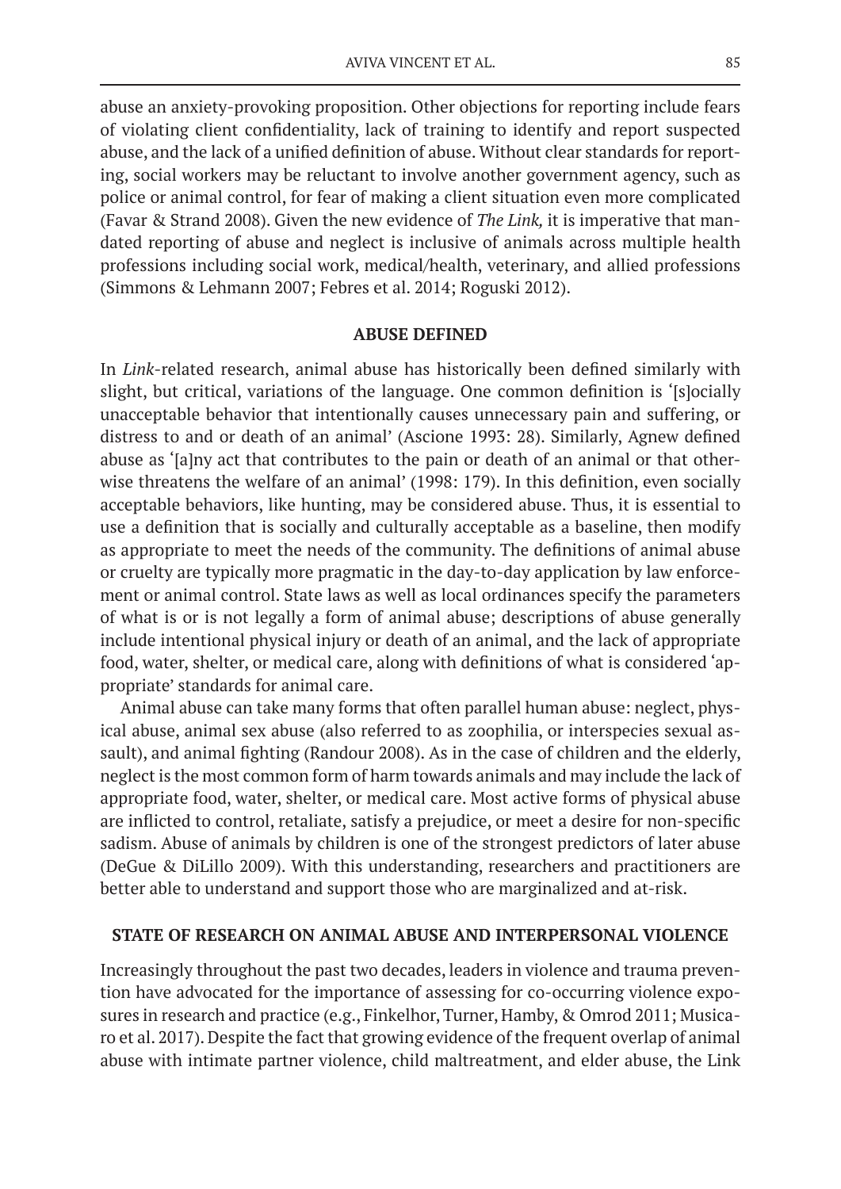abuse an anxiety-provoking proposition. Other objections for reporting include fears of violating client confidentiality, lack of training to identify and report suspected abuse, and the lack of a unified definition of abuse. Without clear standards for reporting, social workers may be reluctant to involve another government agency, such as police or animal control, for fear of making a client situation even more complicated (Favar & Strand 2008). Given the new evidence of *The Link,* it is imperative that mandated reporting of abuse and neglect is inclusive of animals across multiple health professions including social work, medical/health, veterinary, and allied professions (Simmons & Lehmann 2007; Febres et al. 2014; Roguski 2012).

## ABUSE DEFINED

In *Link*-related research, animal abuse has historically been defined similarly with slight, but critical, variations of the language. One common definition is '[s]ocially unacceptable behavior that intentionally causes unnecessary pain and suffering, or distress to and or death of an animal' (Ascione 1993: 28). Similarly, Agnew defined abuse as '[a]ny act that contributes to the pain or death of an animal or that otherwise threatens the welfare of an animal' (1998: 179). In this definition, even socially acceptable behaviors, like hunting, may be considered abuse. Thus, it is essential to use a definition that is socially and culturally acceptable as a baseline, then modify as appropriate to meet the needs of the community. The definitions of animal abuse or cruelty are typically more pragmatic in the day-to-day application by law enforcement or animal control. State laws as well as local ordinances specify the parameters of what is or is not legally a form of animal abuse; descriptions of abuse generally include intentional physical injury or death of an animal, and the lack of appropriate food, water, shelter, or medical care, along with definitions of what is considered 'appropriate' standards for animal care.

Animal abuse can take many forms that often parallel human abuse: neglect, physical abuse, animal sex abuse (also referred to as zoophilia, or interspecies sexual assault), and animal fighting (Randour 2008). As in the case of children and the elderly, neglect is the most common form of harm towards animals and may include the lack of appropriate food, water, shelter, or medical care. Most active forms of physical abuse are inflicted to control, retaliate, satisfy a prejudice, or meet a desire for non-specific sadism. Abuse of animals by children is one of the strongest predictors of later abuse (DeGue & DiLillo 2009). With this understanding, researchers and practitioners are better able to understand and support those who are marginalized and at-risk.

## STATE OF RESEARCH ON ANIMAL ABUSE AND INTERPERSONAL VIOLENCE

Increasingly throughout the past two decades, leaders in violence and trauma prevention have advocated for the importance of assessing for co-occurring violence exposures in research and practice (e.g., Finkelhor, Turner, Hamby, & Omrod 2011; Musicaro et al. 2017). Despite the fact that growing evidence of the frequent overlap of animal abuse with intimate partner violence, child maltreatment, and elder abuse, the Link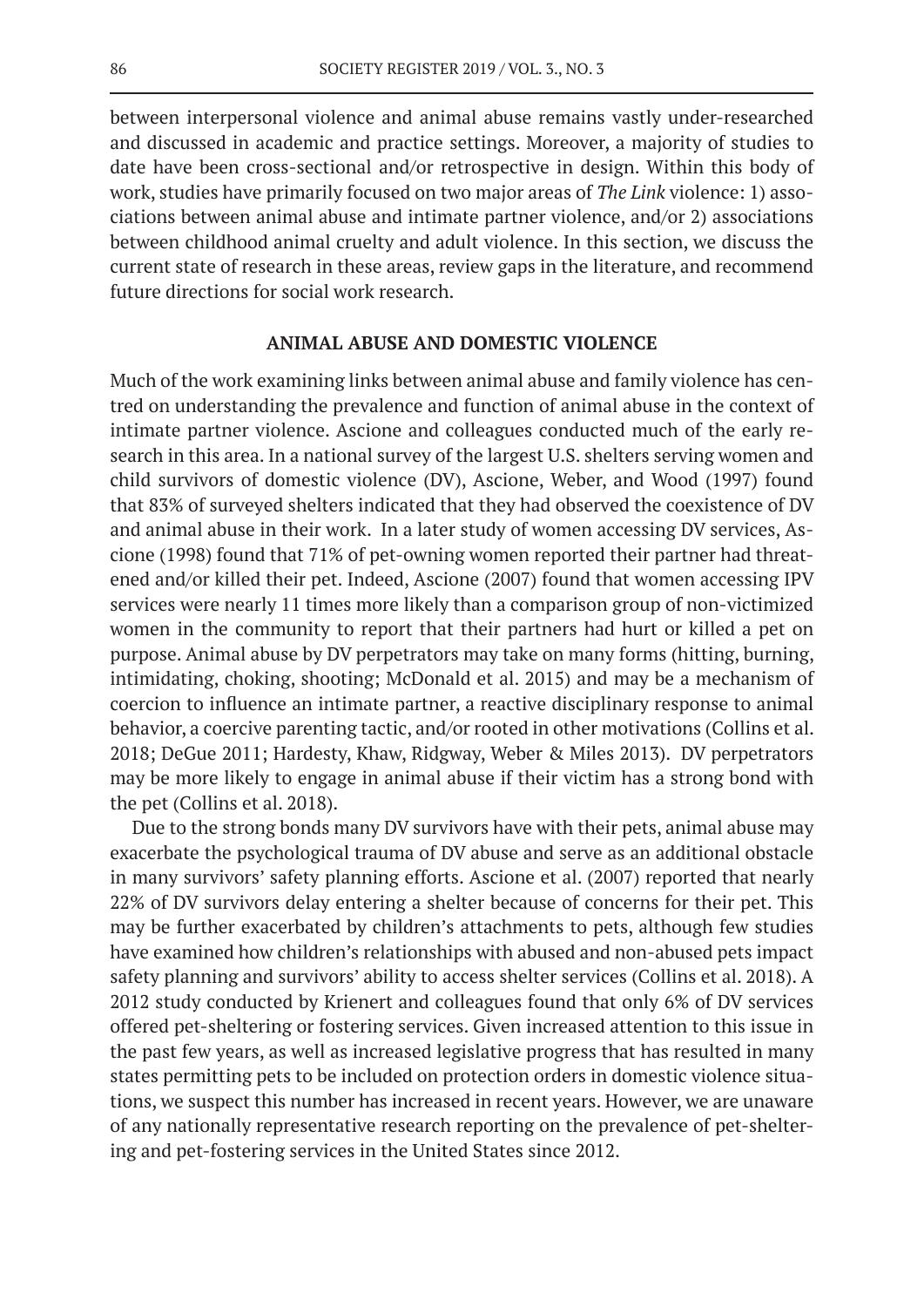between interpersonal violence and animal abuse remains vastly under-researched and discussed in academic and practice settings. Moreover, a majority of studies to date have been cross-sectional and/or retrospective in design. Within this body of work, studies have primarily focused on two major areas of *The Link* violence: 1) associations between animal abuse and intimate partner violence, and/or 2) associations between childhood animal cruelty and adult violence. In this section, we discuss the current state of research in these areas, review gaps in the literature, and recommend future directions for social work research.

## ANIMAL ABUSE AND DOMESTIC VIOLENCE

Much of the work examining links between animal abuse and family violence has centred on understanding the prevalence and function of animal abuse in the context of intimate partner violence. Ascione and colleagues conducted much of the early research in this area. In a national survey of the largest U.S. shelters serving women and child survivors of domestic violence (DV), Ascione, Weber, and Wood (1997) found that 83% of surveyed shelters indicated that they had observed the coexistence of DV and animal abuse in their work. In a later study of women accessing DV services, Ascione (1998) found that 71% of pet-owning women reported their partner had threatened and/or killed their pet. Indeed, Ascione (2007) found that women accessing IPV services were nearly 11 times more likely than a comparison group of non-victimized women in the community to report that their partners had hurt or killed a pet on purpose. Animal abuse by DV perpetrators may take on many forms (hitting, burning, intimidating, choking, shooting; McDonald et al. 2015) and may be a mechanism of coercion to influence an intimate partner, a reactive disciplinary response to animal behavior, a coercive parenting tactic, and/or rooted in other motivations (Collins et al. 2018; DeGue 2011; Hardesty, Khaw, Ridgway, Weber & Miles 2013). DV perpetrators may be more likely to engage in animal abuse if their victim has a strong bond with the pet (Collins et al. 2018).

Due to the strong bonds many DV survivors have with their pets, animal abuse may exacerbate the psychological trauma of DV abuse and serve as an additional obstacle in many survivors' safety planning efforts. Ascione et al. (2007) reported that nearly 22% of DV survivors delay entering a shelter because of concerns for their pet. This may be further exacerbated by children's attachments to pets, although few studies have examined how children's relationships with abused and non-abused pets impact safety planning and survivors' ability to access shelter services (Collins et al. 2018). A 2012 study conducted by Krienert and colleagues found that only 6% of DV services offered pet-sheltering or fostering services. Given increased attention to this issue in the past few years, as well as increased legislative progress that has resulted in many states permitting pets to be included on protection orders in domestic violence situations, we suspect this number has increased in recent years. However, we are unaware of any nationally representative research reporting on the prevalence of pet-sheltering and pet-fostering services in the United States since 2012.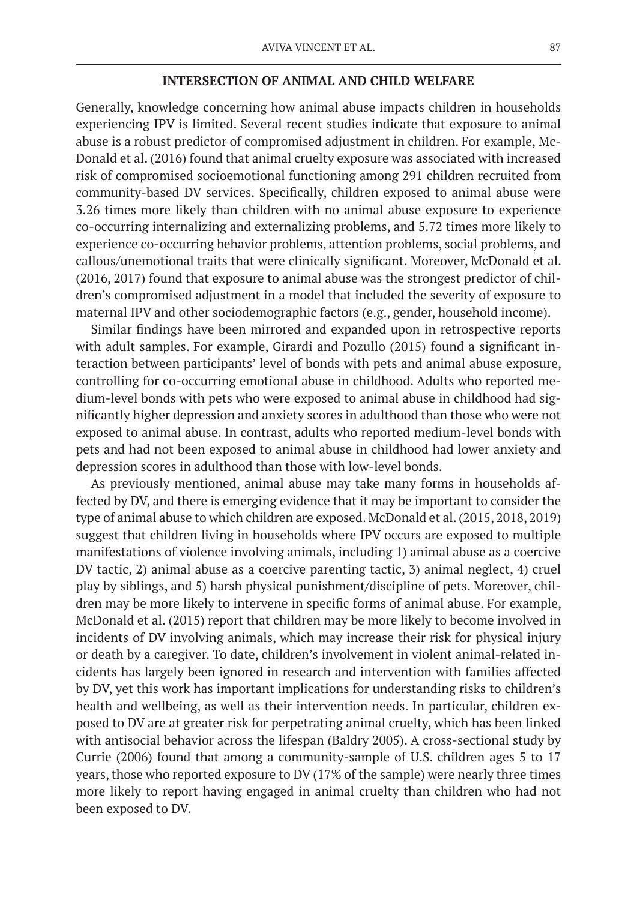## INTERSECTION OF ANIMAL AND CHILD WELFARE

Generally, knowledge concerning how animal abuse impacts children in households experiencing IPV is limited. Several recent studies indicate that exposure to animal abuse is a robust predictor of compromised adjustment in children. For example, McDonald et al. (2016) found that animal cruelty exposure was associated with increased risk of compromised socioemotional functioning among 291 children recruited from community-based DV services. Specifically, children exposed to animal abuse were 3.26 times more likely than children with no animal abuse exposure to experience co-occurring internalizing and externalizing problems, and 5.72 times more likely to experience co-occurring behavior problems, attention problems, social problems, and callous/unemotional traits that were clinically significant. Moreover, McDonald et al. (2016, 2017) found that exposure to animal abuse was the strongest predictor of children's compromised adjustment in a model that included the severity of exposure to maternal IPV and other sociodemographic factors (e.g., gender, household income).

Similar findings have been mirrored and expanded upon in retrospective reports with adult samples. For example, Girardi and Pozullo (2015) found a significant interaction between participants' level of bonds with pets and animal abuse exposure, controlling for co-occurring emotional abuse in childhood. Adults who reported medium-level bonds with pets who were exposed to animal abuse in childhood had significantly higher depression and anxiety scores in adulthood than those who were not exposed to animal abuse. In contrast, adults who reported medium-level bonds with pets and had not been exposed to animal abuse in childhood had lower anxiety and depression scores in adulthood than those with low-level bonds.

As previously mentioned, animal abuse may take many forms in households affected by DV, and there is emerging evidence that it may be important to consider the type of animal abuse to which children are exposed. McDonald et al. (2015, 2018, 2019) suggest that children living in households where IPV occurs are exposed to multiple manifestations of violence involving animals, including 1) animal abuse as a coercive DV tactic, 2) animal abuse as a coercive parenting tactic, 3) animal neglect, 4) cruel play by siblings, and 5) harsh physical punishment/discipline of pets. Moreover, children may be more likely to intervene in specific forms of animal abuse. For example, McDonald et al. (2015) report that children may be more likely to become involved in incidents of DV involving animals, which may increase their risk for physical injury or death by a caregiver. To date, children's involvement in violent animal-related incidents has largely been ignored in research and intervention with families affected by DV, yet this work has important implications for understanding risks to children's health and wellbeing, as well as their intervention needs. In particular, children exposed to DV are at greater risk for perpetrating animal cruelty, which has been linked with antisocial behavior across the lifespan (Baldry 2005). A cross-sectional study by Currie (2006) found that among a community-sample of U.S. children ages 5 to 17 years, those who reported exposure to DV (17% of the sample) were nearly three times more likely to report having engaged in animal cruelty than children who had not been exposed to DV.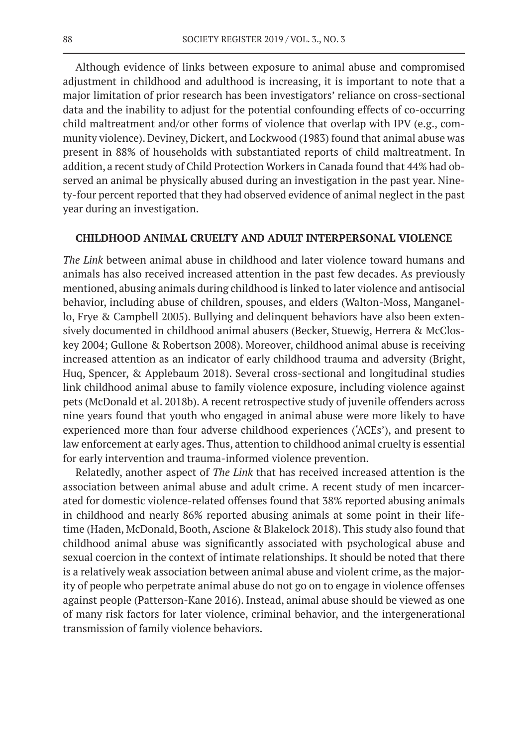Although evidence of links between exposure to animal abuse and compromised adjustment in childhood and adulthood is increasing, it is important to note that a major limitation of prior research has been investigators' reliance on cross-sectional data and the inability to adjust for the potential confounding effects of co-occurring child maltreatment and/or other forms of violence that overlap with IPV (e.g., community violence). Deviney, Dickert, and Lockwood (1983) found that animal abuse was present in 88% of households with substantiated reports of child maltreatment. In addition, a recent study of Child Protection Workers in Canada found that 44% had observed an animal be physically abused during an investigation in the past year. Ninety-four percent reported that they had observed evidence of animal neglect in the past year during an investigation.

## CHILDHOOD ANIMAL CRUELTY AND ADULT INTERPERSONAL VIOLENCE

*The Link* between animal abuse in childhood and later violence toward humans and animals has also received increased attention in the past few decades. As previously mentioned, abusing animals during childhood is linked to later violence and antisocial behavior, including abuse of children, spouses, and elders (Walton-Moss, Manganello, Frye & Campbell 2005). Bullying and delinquent behaviors have also been extensively documented in childhood animal abusers (Becker, Stuewig, Herrera & McCloskey 2004; Gullone & Robertson 2008). Moreover, childhood animal abuse is receiving increased attention as an indicator of early childhood trauma and adversity (Bright, Huq, Spencer, & Applebaum 2018). Several cross-sectional and longitudinal studies link childhood animal abuse to family violence exposure, including violence against pets (McDonald et al. 2018b). A recent retrospective study of juvenile offenders across nine years found that youth who engaged in animal abuse were more likely to have experienced more than four adverse childhood experiences ('ACEs'), and present to law enforcement at early ages. Thus, attention to childhood animal cruelty is essential for early intervention and trauma-informed violence prevention.

Relatedly, another aspect of *The Link* that has received increased attention is the association between animal abuse and adult crime. A recent study of men incarcerated for domestic violence-related offenses found that 38% reported abusing animals in childhood and nearly 86% reported abusing animals at some point in their lifetime (Haden, McDonald, Booth, Ascione & Blakelock 2018). This study also found that childhood animal abuse was significantly associated with psychological abuse and sexual coercion in the context of intimate relationships. It should be noted that there is a relatively weak association between animal abuse and violent crime, as the majority of people who perpetrate animal abuse do not go on to engage in violence offenses against people (Patterson-Kane 2016). Instead, animal abuse should be viewed as one of many risk factors for later violence, criminal behavior, and the intergenerational transmission of family violence behaviors.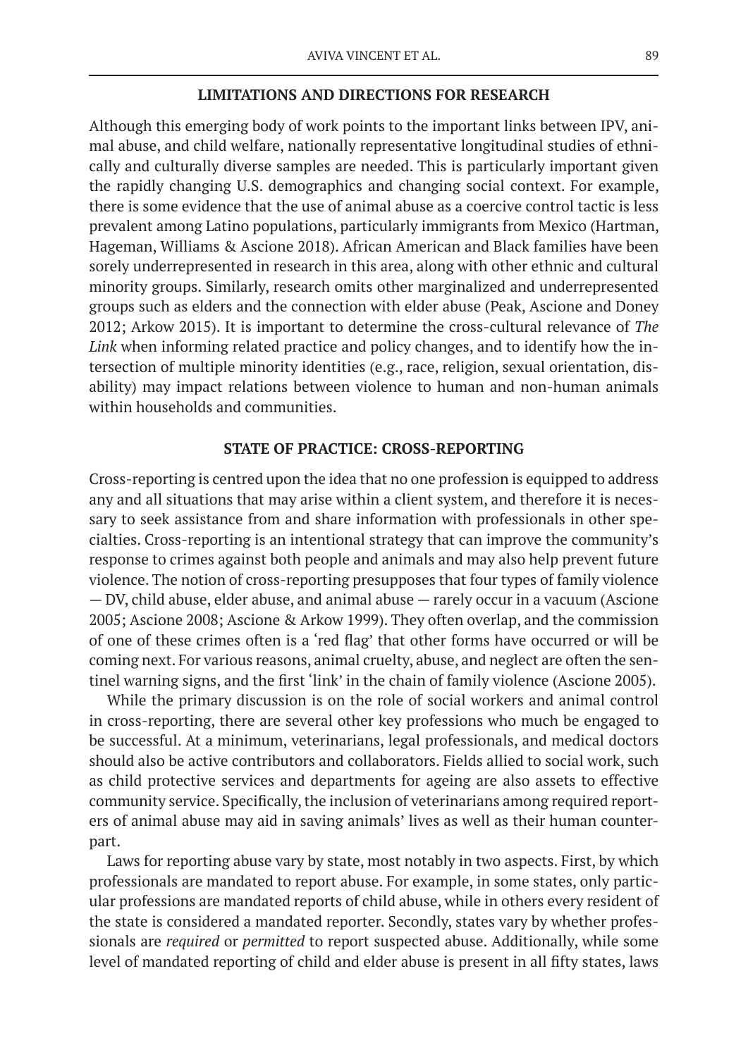## LIMITATIONS AND DIRECTIONS FOR RESEARCH

Although this emerging body of work points to the important links between IPV, animal abuse, and child welfare, nationally representative longitudinal studies of ethnically and culturally diverse samples are needed. This is particularly important given the rapidly changing U.S. demographics and changing social context. For example, there is some evidence that the use of animal abuse as a coercive control tactic is less prevalent among Latino populations, particularly immigrants from Mexico (Hartman, Hageman, Williams & Ascione 2018). African American and Black families have been sorely underrepresented in research in this area, along with other ethnic and cultural minority groups. Similarly, research omits other marginalized and underrepresented groups such as elders and the connection with elder abuse (Peak, Ascione and Doney 2012; Arkow 2015). It is important to determine the cross-cultural relevance of *The Link* when informing related practice and policy changes, and to identify how the intersection of multiple minority identities (e.g., race, religion, sexual orientation, disability) may impact relations between violence to human and non-human animals within households and communities.

## STATE OF PRACTICE: CROSS-REPORTING

Cross-reporting is centred upon the idea that no one profession is equipped to address any and all situations that may arise within a client system, and therefore it is necessary to seek assistance from and share information with professionals in other specialties. Cross-reporting is an intentional strategy that can improve the community's response to crimes against both people and animals and may also help prevent future violence. The notion of cross-reporting presupposes that four types of family violence — DV, child abuse, elder abuse, and animal abuse — rarely occur in a vacuum (Ascione 2005; Ascione 2008; Ascione & Arkow 1999). They often overlap, and the commission of one of these crimes often is a 'red flag' that other forms have occurred or will be coming next. For various reasons, animal cruelty, abuse, and neglect are often the sentinel warning signs, and the first 'link' in the chain of family violence (Ascione 2005).

While the primary discussion is on the role of social workers and animal control in cross-reporting, there are several other key professions who much be engaged to be successful. At a minimum, veterinarians, legal professionals, and medical doctors should also be active contributors and collaborators. Fields allied to social work, such as child protective services and departments for ageing are also assets to effective community service. Specifically, the inclusion of veterinarians among required reporters of animal abuse may aid in saving animals' lives as well as their human counterpart.

Laws for reporting abuse vary by state, most notably in two aspects. First, by which professionals are mandated to report abuse. For example, in some states, only particular professions are mandated reports of child abuse, while in others every resident of the state is considered a mandated reporter. Secondly, states vary by whether professionals are *required* or *permitted* to report suspected abuse. Additionally, while some level of mandated reporting of child and elder abuse is present in all fifty states, laws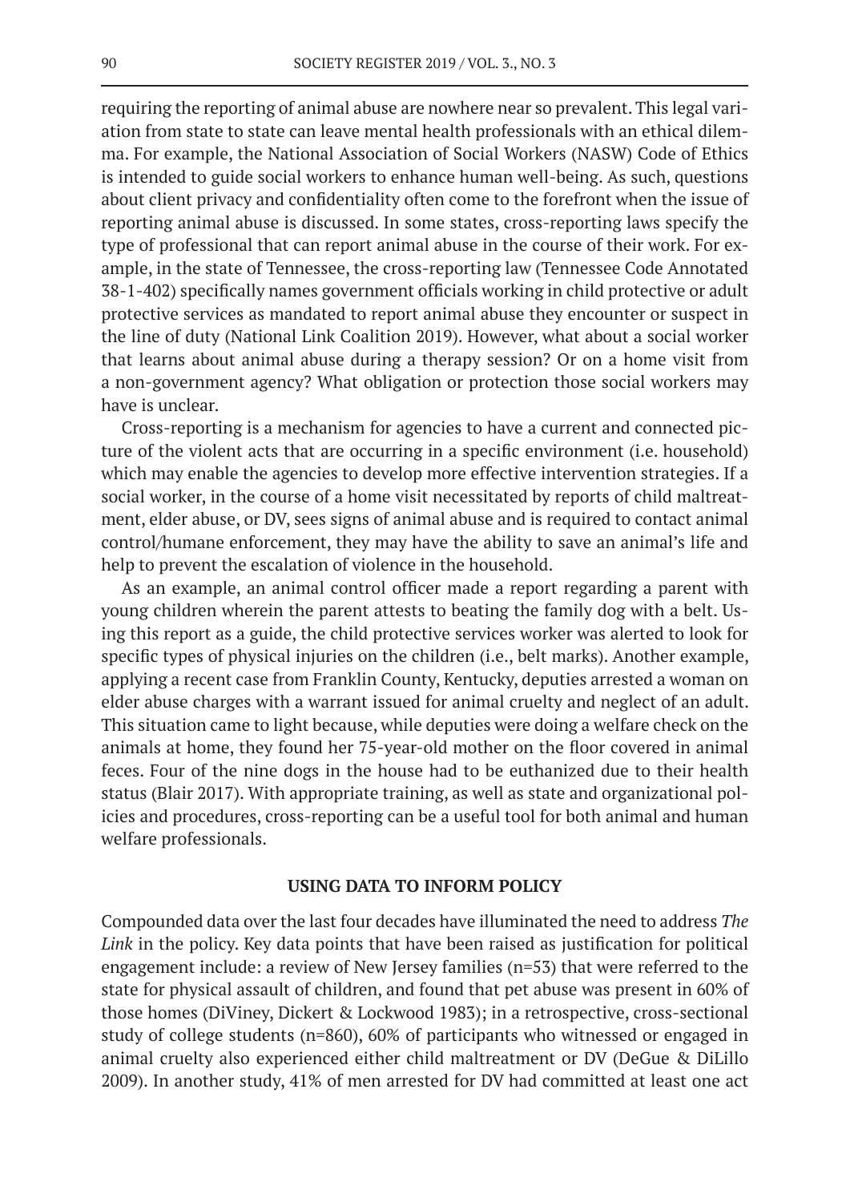requiring the reporting of animal abuse are nowhere near so prevalent. This legal variation from state to state can leave mental health professionals with an ethical dilemma. For example, the National Association of Social Workers (NASW) Code of Ethics is intended to guide social workers to enhance human well-being. As such, questions about client privacy and confidentiality often come to the forefront when the issue of reporting animal abuse is discussed. In some states, cross-reporting laws specify the type of professional that can report animal abuse in the course of their work. For example, in the state of Tennessee, the cross-reporting law (Tennessee Code Annotated 38-1-402) specifically names government officials working in child protective or adult protective services as mandated to report animal abuse they encounter or suspect in the line of duty (National Link Coalition 2019). However, what about a social worker that learns about animal abuse during a therapy session? Or on a home visit from a non-government agency? What obligation or protection those social workers may have is unclear.

Cross-reporting is a mechanism for agencies to have a current and connected picture of the violent acts that are occurring in a specific environment (i.e. household) which may enable the agencies to develop more effective intervention strategies. If a social worker, in the course of a home visit necessitated by reports of child maltreatment, elder abuse, or DV, sees signs of animal abuse and is required to contact animal control/humane enforcement, they may have the ability to save an animal's life and help to prevent the escalation of violence in the household.

As an example, an animal control officer made a report regarding a parent with young children wherein the parent attests to beating the family dog with a belt. Using this report as a guide, the child protective services worker was alerted to look for specific types of physical injuries on the children (i.e., belt marks). Another example, applying a recent case from Franklin County, Kentucky, deputies arrested a woman on elder abuse charges with a warrant issued for animal cruelty and neglect of an adult. This situation came to light because, while deputies were doing a welfare check on the animals at home, they found her 75-year-old mother on the floor covered in animal feces. Four of the nine dogs in the house had to be euthanized due to their health status (Blair 2017). With appropriate training, as well as state and organizational policies and procedures, cross-reporting can be a useful tool for both animal and human welfare professionals.

## USING DATA TO INFORM POLICY

Compounded data over the last four decades have illuminated the need to address *The Link* in the policy. Key data points that have been raised as justification for political engagement include: a review of New Jersey families (n=53) that were referred to the state for physical assault of children, and found that pet abuse was present in 60% of those homes (DiViney, Dickert & Lockwood 1983); in a retrospective, cross-sectional study of college students (n=860), 60% of participants who witnessed or engaged in animal cruelty also experienced either child maltreatment or DV (DeGue & DiLillo 2009). In another study, 41% of men arrested for DV had committed at least one act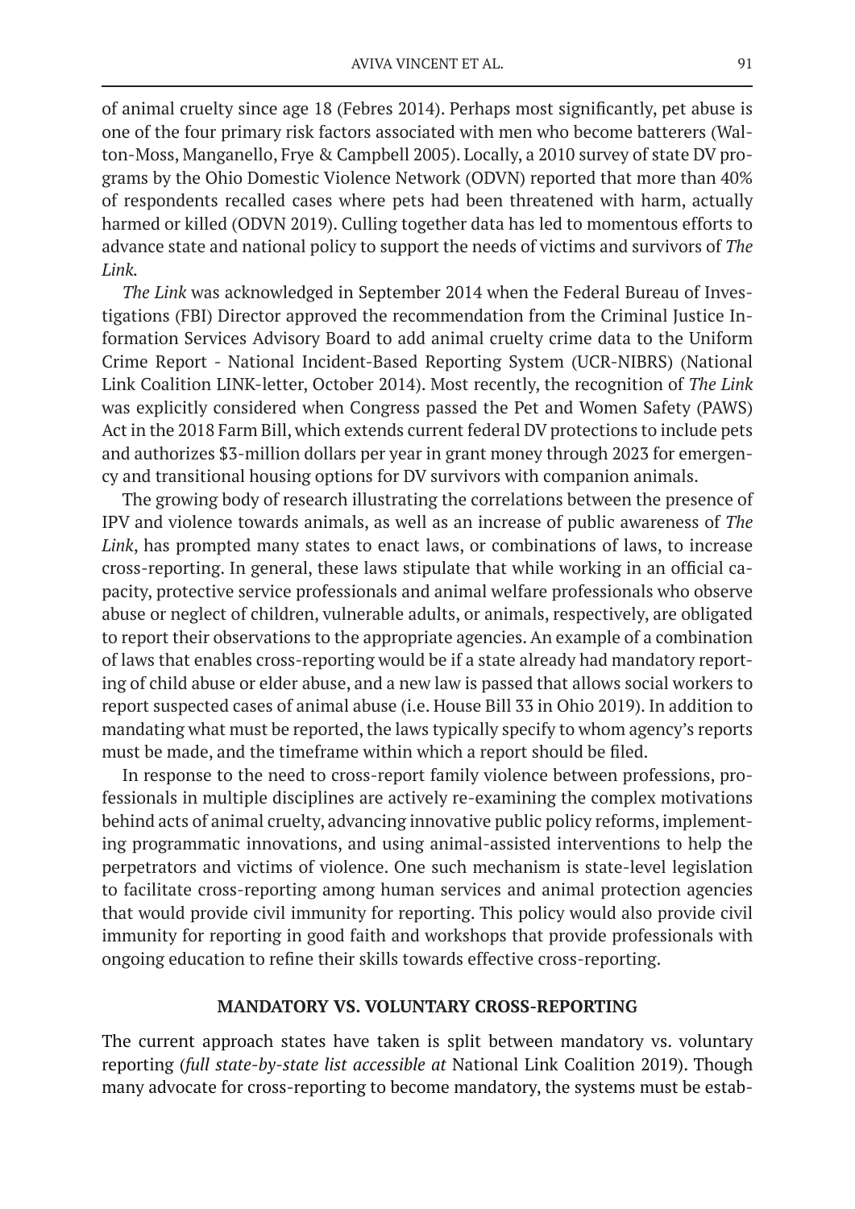of animal cruelty since age 18 (Febres 2014). Perhaps most significantly, pet abuse is one of the four primary risk factors associated with men who become batterers (Walton-Moss, Manganello, Frye & Campbell 2005). Locally, a 2010 survey of state DV programs by the Ohio Domestic Violence Network (ODVN) reported that more than 40% of respondents recalled cases where pets had been threatened with harm, actually harmed or killed (ODVN 2019). Culling together data has led to momentous efforts to advance state and national policy to support the needs of victims and survivors of *The Link.*

*The Link* was acknowledged in September 2014 when the Federal Bureau of Investigations (FBI) Director approved the recommendation from the Criminal Justice Information Services Advisory Board to add animal cruelty crime data to the Uniform Crime Report - National Incident-Based Reporting System (UCR-NIBRS) (National Link Coalition LINK-letter, October 2014). Most recently, the recognition of *The Link* was explicitly considered when Congress passed the Pet and Women Safety (PAWS) Act in the 2018 Farm Bill, which extends current federal DV protections to include pets and authorizes $3-million dollars per year in grant money through 2023 for emergency and transitional housing options for DV survivors with companion animals.

The growing body of research illustrating the correlations between the presence of IPV and violence towards animals, as well as an increase of public awareness of *The Link*, has prompted many states to enact laws, or combinations of laws, to increase cross-reporting. In general, these laws stipulate that while working in an official capacity, protective service professionals and animal welfare professionals who observe abuse or neglect of children, vulnerable adults, or animals, respectively, are obligated to report their observations to the appropriate agencies. An example of a combination of laws that enables cross-reporting would be if a state already had mandatory reporting of child abuse or elder abuse, and a new law is passed that allows social workers to report suspected cases of animal abuse (i.e. House Bill 33 in Ohio 2019). In addition to mandating what must be reported, the laws typically specify to whom agency's reports must be made, and the timeframe within which a report should be filed.

In response to the need to cross-report family violence between professions, professionals in multiple disciplines are actively re-examining the complex motivations behind acts of animal cruelty, advancing innovative public policy reforms, implementing programmatic innovations, and using animal-assisted interventions to help the perpetrators and victims of violence. One such mechanism is state-level legislation to facilitate cross-reporting among human services and animal protection agencies that would provide civil immunity for reporting. This policy would also provide civil immunity for reporting in good faith and workshops that provide professionals with ongoing education to refine their skills towards effective cross-reporting.

## MANDATORY VS. VOLUNTARY CROSS-REPORTING

The current approach states have taken is split between mandatory vs. voluntary reporting (*full state-by-state list accessible at* National Link Coalition 2019). Though many advocate for cross-reporting to become mandatory, the systems must be estab-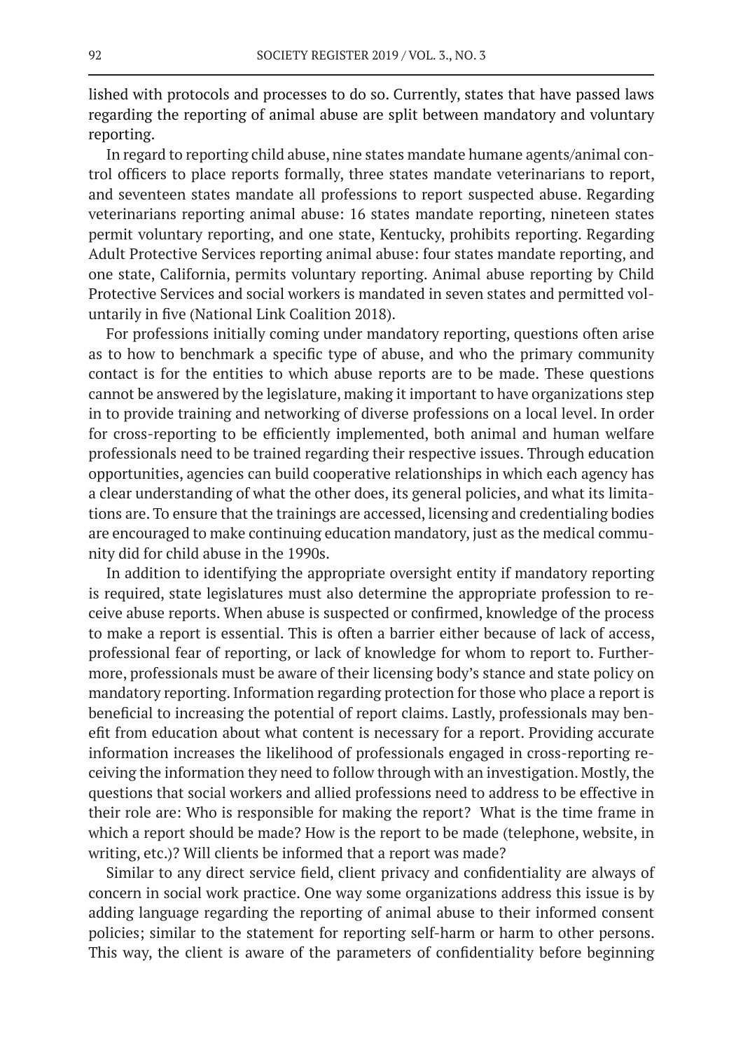lished with protocols and processes to do so. Currently, states that have passed laws regarding the reporting of animal abuse are split between mandatory and voluntary reporting.

In regard to reporting child abuse, nine states mandate humane agents/animal control officers to place reports formally, three states mandate veterinarians to report, and seventeen states mandate all professions to report suspected abuse. Regarding veterinarians reporting animal abuse: 16 states mandate reporting, nineteen states permit voluntary reporting, and one state, Kentucky, prohibits reporting. Regarding Adult Protective Services reporting animal abuse: four states mandate reporting, and one state, California, permits voluntary reporting. Animal abuse reporting by Child Protective Services and social workers is mandated in seven states and permitted voluntarily in five (National Link Coalition 2018).

For professions initially coming under mandatory reporting, questions often arise as to how to benchmark a specific type of abuse, and who the primary community contact is for the entities to which abuse reports are to be made. These questions cannot be answered by the legislature, making it important to have organizations step in to provide training and networking of diverse professions on a local level. In order for cross-reporting to be efficiently implemented, both animal and human welfare professionals need to be trained regarding their respective issues. Through education opportunities, agencies can build cooperative relationships in which each agency has a clear understanding of what the other does, its general policies, and what its limitations are. To ensure that the trainings are accessed, licensing and credentialing bodies are encouraged to make continuing education mandatory, just as the medical community did for child abuse in the 1990s.

In addition to identifying the appropriate oversight entity if mandatory reporting is required, state legislatures must also determine the appropriate profession to receive abuse reports. When abuse is suspected or confirmed, knowledge of the process to make a report is essential. This is often a barrier either because of lack of access, professional fear of reporting, or lack of knowledge for whom to report to. Furthermore, professionals must be aware of their licensing body's stance and state policy on mandatory reporting. Information regarding protection for those who place a report is beneficial to increasing the potential of report claims. Lastly, professionals may benefit from education about what content is necessary for a report. Providing accurate information increases the likelihood of professionals engaged in cross-reporting receiving the information they need to follow through with an investigation. Mostly, the questions that social workers and allied professions need to address to be effective in their role are: Who is responsible for making the report? What is the time frame in which a report should be made? How is the report to be made (telephone, website, in writing, etc.)? Will clients be informed that a report was made?

Similar to any direct service field, client privacy and confidentiality are always of concern in social work practice. One way some organizations address this issue is by adding language regarding the reporting of animal abuse to their informed consent policies; similar to the statement for reporting self-harm or harm to other persons. This way, the client is aware of the parameters of confidentiality before beginning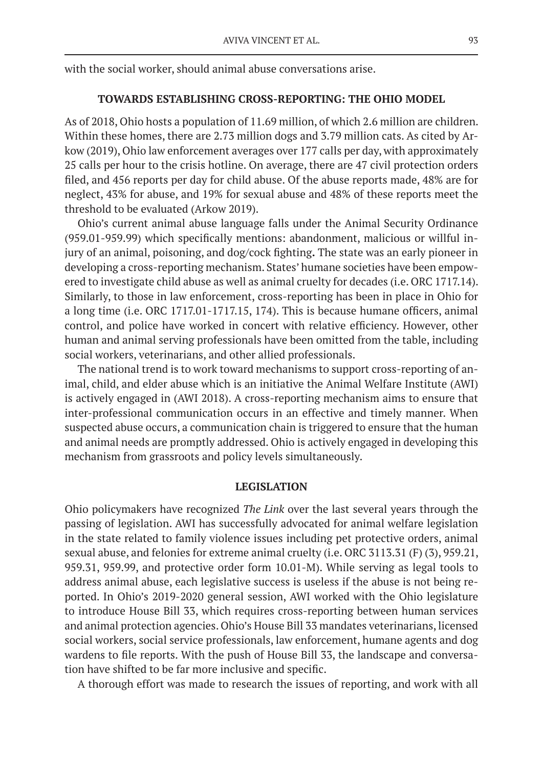with the social worker, should animal abuse conversations arise.

## TOWARDS ESTABLISHING CROSS-REPORTING: THE OHIO MODEL

As of 2018, Ohio hosts a population of 11.69 million, of which 2.6 million are children. Within these homes, there are 2.73 million dogs and 3.79 million cats. As cited by Arkow (2019), Ohio law enforcement averages over 177 calls per day, with approximately 25 calls per hour to the crisis hotline. On average, there are 47 civil protection orders filed, and 456 reports per day for child abuse. Of the abuse reports made, 48% are for neglect, 43% for abuse, and 19% for sexual abuse and 48% of these reports meet the threshold to be evaluated (Arkow 2019).

Ohio's current animal abuse language falls under the Animal Security Ordinance (959.01-959.99) which specifically mentions: abandonment, malicious or willful injury of an animal, poisoning, and dog/cock fighting**.** The state was an early pioneer in developing a cross-reporting mechanism. States' humane societies have been empowered to investigate child abuse as well as animal cruelty for decades (i.e. ORC 1717.14). Similarly, to those in law enforcement, cross-reporting has been in place in Ohio for a long time (i.e. ORC 1717.01-1717.15, 174). This is because humane officers, animal control, and police have worked in concert with relative efficiency. However, other human and animal serving professionals have been omitted from the table, including social workers, veterinarians, and other allied professionals.

The national trend is to work toward mechanisms to support cross-reporting of animal, child, and elder abuse which is an initiative the Animal Welfare Institute (AWI) is actively engaged in (AWI 2018). A cross-reporting mechanism aims to ensure that inter-professional communication occurs in an effective and timely manner. When suspected abuse occurs, a communication chain is triggered to ensure that the human and animal needs are promptly addressed. Ohio is actively engaged in developing this mechanism from grassroots and policy levels simultaneously.

## LEGISLATION

Ohio policymakers have recognized *The Link* over the last several years through the passing of legislation. AWI has successfully advocated for animal welfare legislation in the state related to family violence issues including pet protective orders, animal sexual abuse, and felonies for extreme animal cruelty (i.e. ORC 3113.31 (F) (3), 959.21, 959.31, 959.99, and protective order form 10.01-M). While serving as legal tools to address animal abuse, each legislative success is useless if the abuse is not being reported. In Ohio's 2019-2020 general session, AWI worked with the Ohio legislature to introduce House Bill 33, which requires cross-reporting between human services and animal protection agencies. Ohio's House Bill 33 mandates veterinarians, licensed social workers, social service professionals, law enforcement, humane agents and dog wardens to file reports. With the push of House Bill 33, the landscape and conversation have shifted to be far more inclusive and specific.

A thorough effort was made to research the issues of reporting, and work with all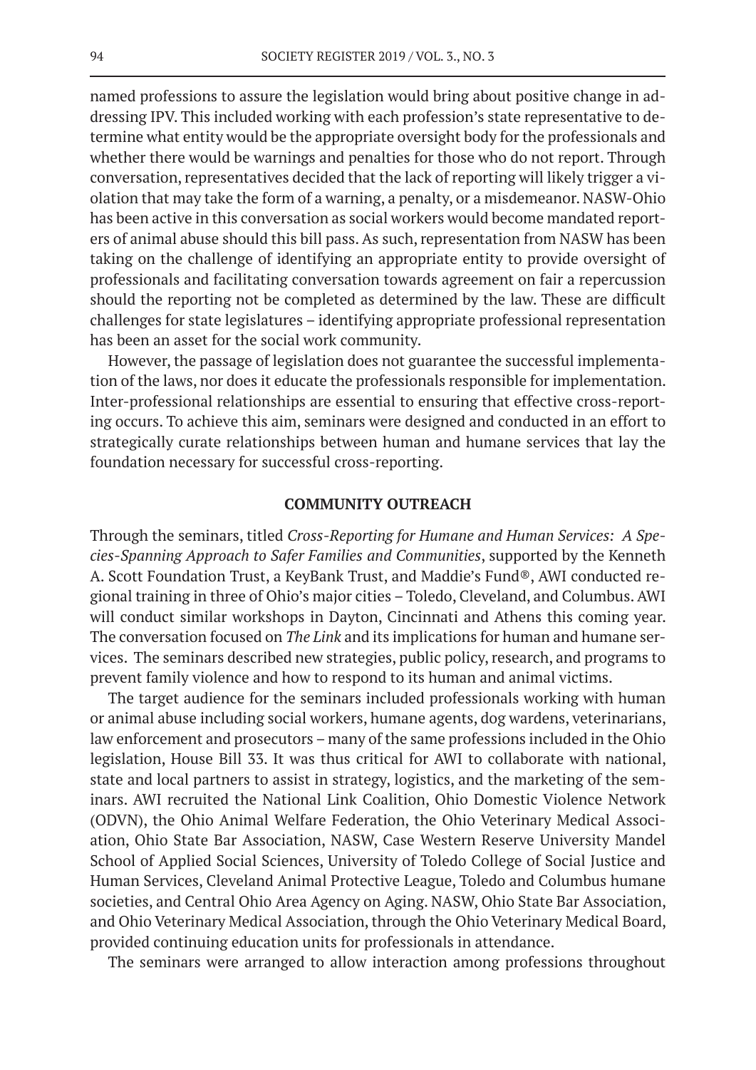named professions to assure the legislation would bring about positive change in addressing IPV. This included working with each profession's state representative to determine what entity would be the appropriate oversight body for the professionals and whether there would be warnings and penalties for those who do not report. Through conversation, representatives decided that the lack of reporting will likely trigger a violation that may take the form of a warning, a penalty, or a misdemeanor. NASW-Ohio has been active in this conversation as social workers would become mandated reporters of animal abuse should this bill pass. As such, representation from NASW has been taking on the challenge of identifying an appropriate entity to provide oversight of professionals and facilitating conversation towards agreement on fair a repercussion should the reporting not be completed as determined by the law. These are difficult challenges for state legislatures – identifying appropriate professional representation has been an asset for the social work community.

However, the passage of legislation does not guarantee the successful implementation of the laws, nor does it educate the professionals responsible for implementation. Inter-professional relationships are essential to ensuring that effective cross-reporting occurs. To achieve this aim, seminars were designed and conducted in an effort to strategically curate relationships between human and humane services that lay the foundation necessary for successful cross-reporting.

## COMMUNITY OUTREACH

Through the seminars, titled *Cross-Reporting for Humane and Human Services: A Species-Spanning Approach to Safer Families and Communities*, supported by the Kenneth A. Scott Foundation Trust, a KeyBank Trust, and Maddie's Fund®, AWI conducted regional training in three of Ohio's major cities – Toledo, Cleveland, and Columbus. AWI will conduct similar workshops in Dayton, Cincinnati and Athens this coming year. The conversation focused on *The Link* and its implications for human and humane services. The seminars described new strategies, public policy, research, and programs to prevent family violence and how to respond to its human and animal victims.

The target audience for the seminars included professionals working with human or animal abuse including social workers, humane agents, dog wardens, veterinarians, law enforcement and prosecutors – many of the same professions included in the Ohio legislation, House Bill 33. It was thus critical for AWI to collaborate with national, state and local partners to assist in strategy, logistics, and the marketing of the seminars. AWI recruited the National Link Coalition, Ohio Domestic Violence Network (ODVN), the Ohio Animal Welfare Federation, the Ohio Veterinary Medical Association, Ohio State Bar Association, NASW, Case Western Reserve University Mandel School of Applied Social Sciences, University of Toledo College of Social Justice and Human Services, Cleveland Animal Protective League, Toledo and Columbus humane societies, and Central Ohio Area Agency on Aging. NASW, Ohio State Bar Association, and Ohio Veterinary Medical Association, through the Ohio Veterinary Medical Board, provided continuing education units for professionals in attendance.

The seminars were arranged to allow interaction among professions throughout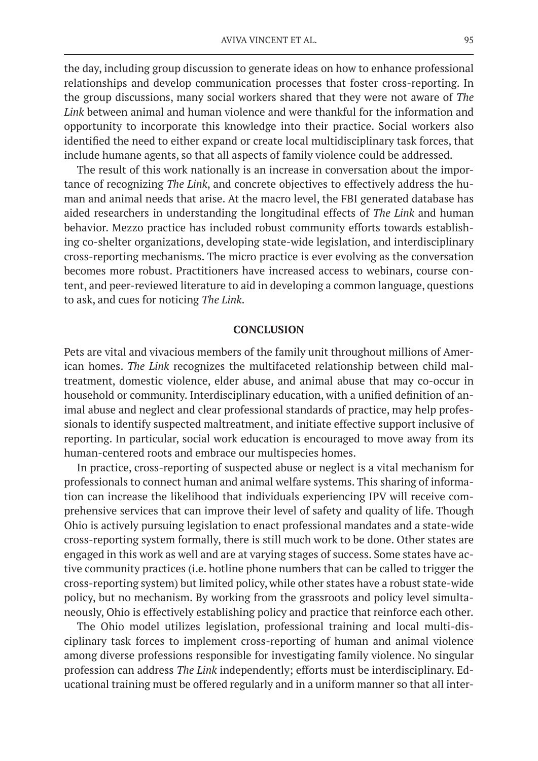the day, including group discussion to generate ideas on how to enhance professional relationships and develop communication processes that foster cross-reporting. In the group discussions, many social workers shared that they were not aware of *The Link* between animal and human violence and were thankful for the information and opportunity to incorporate this knowledge into their practice. Social workers also identified the need to either expand or create local multidisciplinary task forces, that include humane agents, so that all aspects of family violence could be addressed.

The result of this work nationally is an increase in conversation about the importance of recognizing *The Link*, and concrete objectives to effectively address the human and animal needs that arise. At the macro level, the FBI generated database has aided researchers in understanding the longitudinal effects of *The Link* and human behavior. Mezzo practice has included robust community efforts towards establishing co-shelter organizations, developing state-wide legislation, and interdisciplinary cross-reporting mechanisms. The micro practice is ever evolving as the conversation becomes more robust. Practitioners have increased access to webinars, course content, and peer-reviewed literature to aid in developing a common language, questions to ask, and cues for noticing *The Link*.

## CONCLUSION

Pets are vital and vivacious members of the family unit throughout millions of American homes. *The Link* recognizes the multifaceted relationship between child maltreatment, domestic violence, elder abuse, and animal abuse that may co-occur in household or community. Interdisciplinary education, with a unified definition of animal abuse and neglect and clear professional standards of practice, may help professionals to identify suspected maltreatment, and initiate effective support inclusive of reporting. In particular, social work education is encouraged to move away from its human-centered roots and embrace our multispecies homes.

In practice, cross-reporting of suspected abuse or neglect is a vital mechanism for professionals to connect human and animal welfare systems. This sharing of information can increase the likelihood that individuals experiencing IPV will receive comprehensive services that can improve their level of safety and quality of life. Though Ohio is actively pursuing legislation to enact professional mandates and a state-wide cross-reporting system formally, there is still much work to be done. Other states are engaged in this work as well and are at varying stages of success. Some states have active community practices (i.e. hotline phone numbers that can be called to trigger the cross-reporting system) but limited policy, while other states have a robust state-wide policy, but no mechanism. By working from the grassroots and policy level simultaneously, Ohio is effectively establishing policy and practice that reinforce each other.

The Ohio model utilizes legislation, professional training and local multi-disciplinary task forces to implement cross-reporting of human and animal violence among diverse professions responsible for investigating family violence. No singular profession can address *The Link* independently; efforts must be interdisciplinary. Educational training must be offered regularly and in a uniform manner so that all inter-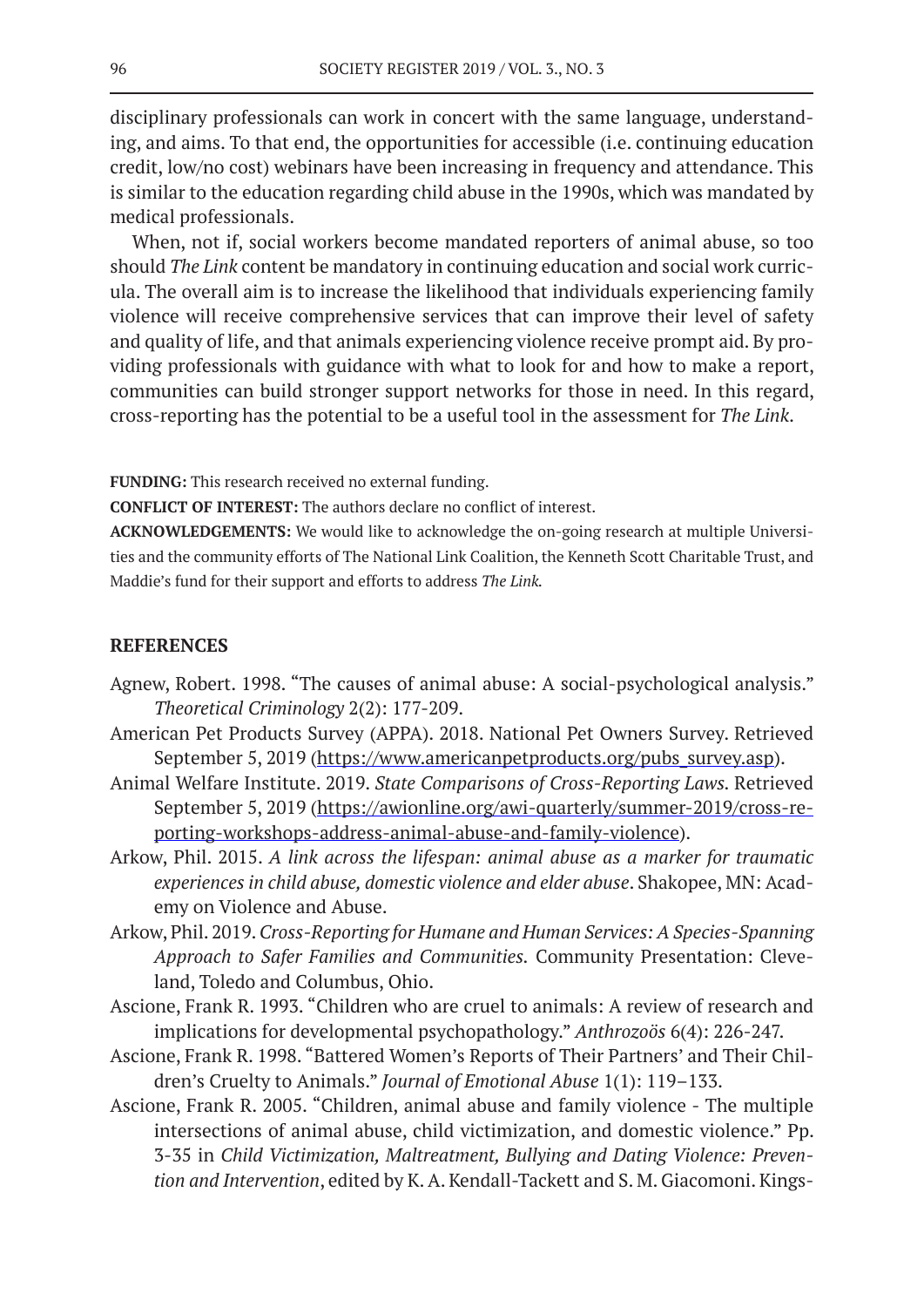disciplinary professionals can work in concert with the same language, understanding, and aims. To that end, the opportunities for accessible (i.e. continuing education credit, low/no cost) webinars have been increasing in frequency and attendance. This is similar to the education regarding child abuse in the 1990s, which was mandated by medical professionals.

When, not if, social workers become mandated reporters of animal abuse, so too should *The Link* content be mandatory in continuing education and social work curricula. The overall aim is to increase the likelihood that individuals experiencing family violence will receive comprehensive services that can improve their level of safety and quality of life, and that animals experiencing violence receive prompt aid. By providing professionals with guidance with what to look for and how to make a report, communities can build stronger support networks for those in need. In this regard, cross-reporting has the potential to be a useful tool in the assessment for *The Link*.

**FUNDING:** This research received no external funding.

**CONFLICT OF INTEREST:** The authors declare no conflict of interest.

**ACKNOWLEDGEMENTS:** We would like to acknowledge the on-going research at multiple Universities and the community efforts of The National Link Coalition, the Kenneth Scott Charitable Trust, and Maddie's fund for their support and efforts to address *The Link.*

## REFERENCES

Agnew, Robert. 1998. "The causes of animal abuse: A social-psychological analysis." *Theoretical Criminology* 2(2): 177-209.

American Pet Products Survey (APPA). 2018. National Pet Owners Survey. Retrieved September 5, 2019 (https://www.americanpetproducts.org/pubs_survey.asp).

Animal Welfare Institute. 2019. *State Comparisons of Cross-Reporting Laws.* Retrieved September 5, 2019 (https://awionline.org/awi-quarterly/summer-2019/cross-reporting-workshops-address-animal-abuse-and-family-violence).

Arkow, Phil. 2015. *A link across the lifespan: animal abuse as a marker for traumatic experiences in child abuse, domestic violence and elder abuse*. Shakopee, MN: Academy on Violence and Abuse.

Arkow, Phil. 2019. *Cross-Reporting for Humane and Human Services: A Species-Spanning Approach to Safer Families and Communities.* Community Presentation: Cleveland, Toledo and Columbus, Ohio.

Ascione, Frank R. 1993. "Children who are cruel to animals: A review of research and implications for developmental psychopathology." *Anthrozoös* 6(4): 226-247.

Ascione, Frank R. 1998. "Battered Women's Reports of Their Partners' and Their Children's Cruelty to Animals." *Journal of Emotional Abuse* 1(1): 119–133.

Ascione, Frank R. 2005. "Children, animal abuse and family violence - The multiple intersections of animal abuse, child victimization, and domestic violence." Pp. 3-35 in *Child Victimization, Maltreatment, Bullying and Dating Violence: Prevention and Intervention*, edited by K. A. Kendall-Tackett and S. M. Giacomoni. Kings-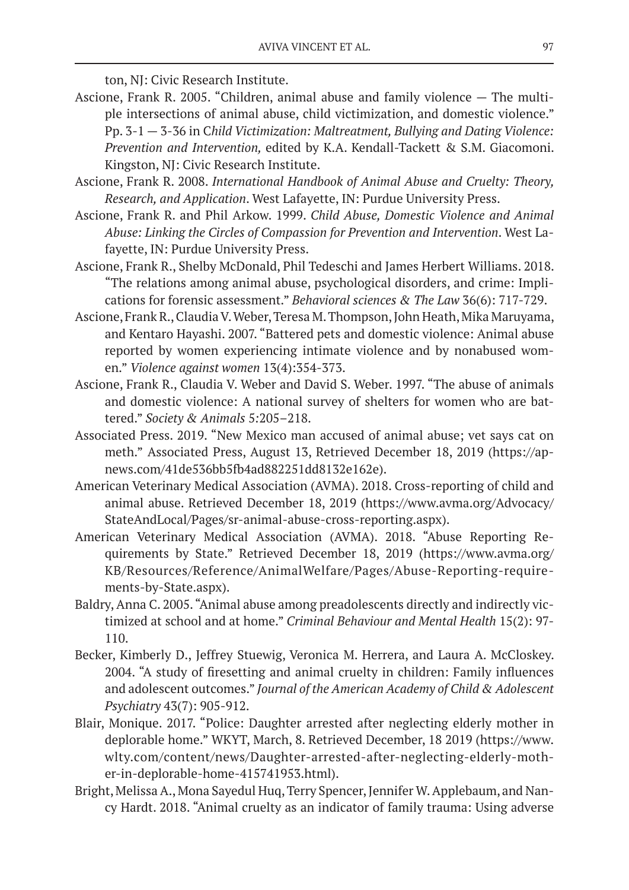ton, NJ: Civic Research Institute.

Ascione, Frank R. 2005. "Children, animal abuse and family violence — The multiple intersections of animal abuse, child victimization, and domestic violence." Pp. 3-1 — 3-36 in C*hild Victimization: Maltreatment, Bullying and Dating Violence: Prevention and Intervention,* edited by K.A. Kendall-Tackett & S.M. Giacomoni. Kingston, NJ: Civic Research Institute.

Ascione, Frank R. 2008. *International Handbook of Animal Abuse and Cruelty: Theory, Research, and Application*. West Lafayette, IN: Purdue University Press.

Ascione, Frank R. and Phil Arkow. 1999. *Child Abuse, Domestic Violence and Animal Abuse: Linking the Circles of Compassion for Prevention and Intervention*. West Lafayette, IN: Purdue University Press.

Ascione, Frank R., Shelby McDonald, Phil Tedeschi and James Herbert Williams. 2018. "The relations among animal abuse, psychological disorders, and crime: Implications for forensic assessment." *Behavioral sciences & The Law* 36(6): 717-729.

Ascione, Frank R., Claudia V. Weber, Teresa M. Thompson, John Heath, Mika Maruyama, and Kentaro Hayashi. 2007. "Battered pets and domestic violence: Animal abuse reported by women experiencing intimate violence and by nonabused women." *Violence against women* 13(4):354-373.

Ascione, Frank R., Claudia V. Weber and David S. Weber. 1997. "The abuse of animals and domestic violence: A national survey of shelters for women who are battered." *Society & Animals* 5:205–218.

Associated Press. 2019. "New Mexico man accused of animal abuse; vet says cat on meth." Associated Press, August 13, Retrieved December 18, 2019 (https://apnews.com/41de536bb5fb4ad882251dd8132e162e).

American Veterinary Medical Association (AVMA). 2018. Cross-reporting of child and animal abuse. Retrieved December 18, 2019 (https://www.avma.org/Advocacy/StateAndLocal/Pages/sr-animal-abuse-cross-reporting.aspx).

American Veterinary Medical Association (AVMA). 2018. "Abuse Reporting Requirements by State." Retrieved December 18, 2019 (https://www.avma.org/KB/Resources/Reference/AnimalWelfare/Pages/Abuse-Reporting-requirements-by-State.aspx).

Baldry, Anna C. 2005. "Animal abuse among preadolescents directly and indirectly victimized at school and at home." *Criminal Behaviour and Mental Health* 15(2): 97-110.

Becker, Kimberly D., Jeffrey Stuewig, Veronica M. Herrera, and Laura A. McCloskey. 2004. "A study of firesetting and animal cruelty in children: Family influences and adolescent outcomes." *Journal of the American Academy of Child & Adolescent Psychiatry* 43(7): 905-912.

Blair, Monique. 2017. "Police: Daughter arrested after neglecting elderly mother in deplorable home." WKYT, March, 8. Retrieved December, 18 2019 (https://www.wlty.com/content/news/Daughter-arrested-after-neglecting-elderly-mother-in-deplorable-home-415741953.html).

Bright, Melissa A., Mona Sayedul Huq, Terry Spencer, Jennifer W. Applebaum, and Nancy Hardt. 2018. "Animal cruelty as an indicator of family trauma: Using adverse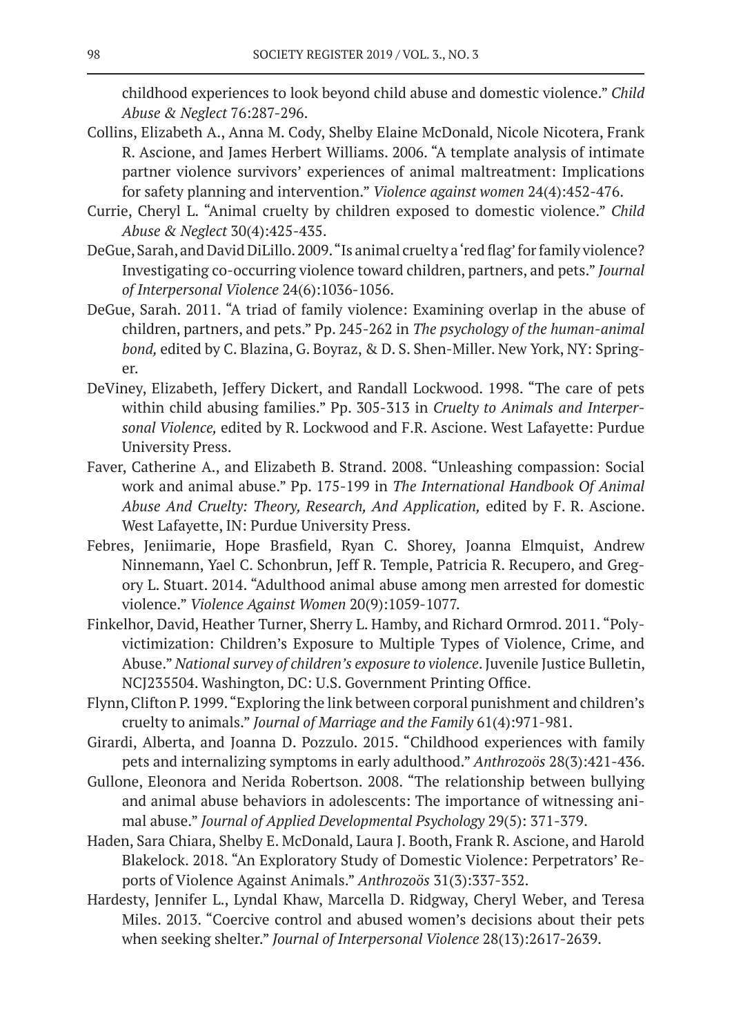childhood experiences to look beyond child abuse and domestic violence." *Child Abuse & Neglect* 76:287-296.

Collins, Elizabeth A., Anna M. Cody, Shelby Elaine McDonald, Nicole Nicotera, Frank R. Ascione, and James Herbert Williams. 2006. "A template analysis of intimate partner violence survivors' experiences of animal maltreatment: Implications for safety planning and intervention." *Violence against women* 24(4):452-476.

Currie, Cheryl L. "Animal cruelty by children exposed to domestic violence." *Child Abuse & Neglect* 30(4):425-435.

DeGue, Sarah, and David DiLillo. 2009. "Is animal cruelty a 'red flag' for family violence? Investigating co-occurring violence toward children, partners, and pets." *Journal of Interpersonal Violence* 24(6):1036-1056.

DeGue, Sarah. 2011. "A triad of family violence: Examining overlap in the abuse of children, partners, and pets." Pp. 245-262 in *The psychology of the human-animal bond,* edited by C. Blazina, G. Boyraz, & D. S. Shen-Miller. New York, NY: Springer.

DeViney, Elizabeth, Jeffery Dickert, and Randall Lockwood. 1998. "The care of pets within child abusing families." Pp. 305-313 in *Cruelty to Animals and Interpersonal Violence,* edited by R. Lockwood and F.R. Ascione. West Lafayette: Purdue University Press.

Faver, Catherine A., and Elizabeth B. Strand. 2008. "Unleashing compassion: Social work and animal abuse." Pp. 175-199 in *The International Handbook Of Animal Abuse And Cruelty: Theory, Research, And Application,* edited by F. R. Ascione. West Lafayette, IN: Purdue University Press.

Febres, Jeniimarie, Hope Brasfield, Ryan C. Shorey, Joanna Elmquist, Andrew Ninnemann, Yael C. Schonbrun, Jeff R. Temple, Patricia R. Recupero, and Gregory L. Stuart. 2014. "Adulthood animal abuse among men arrested for domestic violence." *Violence Against Women* 20(9):1059-1077.

Finkelhor, David, Heather Turner, Sherry L. Hamby, and Richard Ormrod. 2011. "Polyvictimization: Children's Exposure to Multiple Types of Violence, Crime, and Abuse." *National survey of children's exposure to violence*. Juvenile Justice Bulletin, NCJ235504. Washington, DC: U.S. Government Printing Office.

Flynn, Clifton P. 1999. "Exploring the link between corporal punishment and children's cruelty to animals." *Journal of Marriage and the Family* 61(4):971-981.

Girardi, Alberta, and Joanna D. Pozzulo. 2015. "Childhood experiences with family pets and internalizing symptoms in early adulthood." *Anthrozoös* 28(3):421-436.

Gullone, Eleonora and Nerida Robertson. 2008. "The relationship between bullying and animal abuse behaviors in adolescents: The importance of witnessing animal abuse." *Journal of Applied Developmental Psychology* 29(5): 371-379.

Haden, Sara Chiara, Shelby E. McDonald, Laura J. Booth, Frank R. Ascione, and Harold Blakelock. 2018. "An Exploratory Study of Domestic Violence: Perpetrators' Reports of Violence Against Animals." *Anthrozoös* 31(3):337-352.

Hardesty, Jennifer L., Lyndal Khaw, Marcella D. Ridgway, Cheryl Weber, and Teresa Miles. 2013. "Coercive control and abused women's decisions about their pets when seeking shelter." *Journal of Interpersonal Violence* 28(13):2617-2639.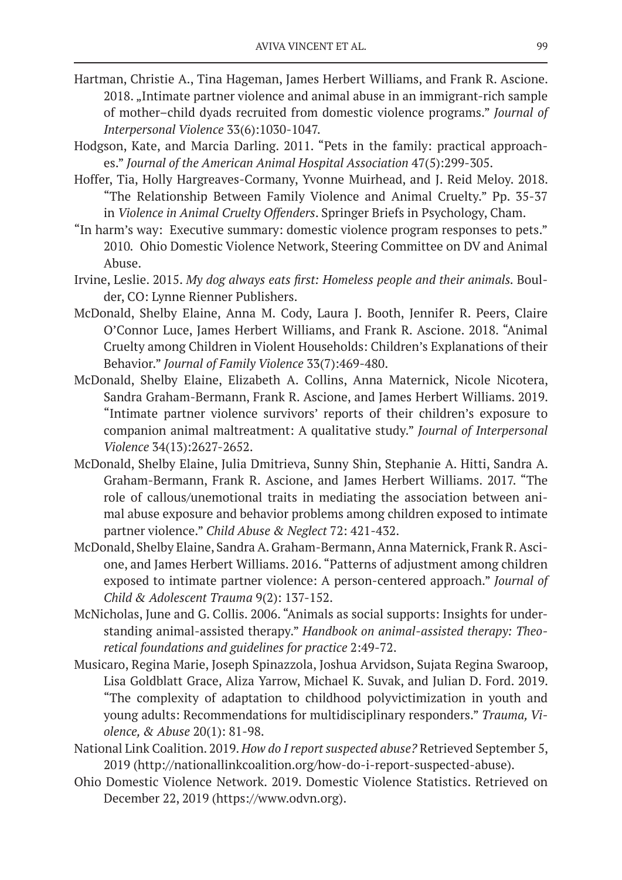Hartman, Christie A., Tina Hageman, James Herbert Williams, and Frank R. Ascione. 2018. „Intimate partner violence and animal abuse in an immigrant-rich sample of mother–child dyads recruited from domestic violence programs." *Journal of Interpersonal Violence* 33(6):1030-1047.

Hodgson, Kate, and Marcia Darling. 2011. "Pets in the family: practical approaches." *Journal of the American Animal Hospital Association* 47(5):299-305.

Hoffer, Tia, Holly Hargreaves-Cormany, Yvonne Muirhead, and J. Reid Meloy. 2018. "The Relationship Between Family Violence and Animal Cruelty." Pp. 35-37 in *Violence in Animal Cruelty Offenders*. Springer Briefs in Psychology, Cham.

"In harm's way: Executive summary: domestic violence program responses to pets." 2010. Ohio Domestic Violence Network, Steering Committee on DV and Animal Abuse.

Irvine, Leslie. 2015. *My dog always eats first: Homeless people and their animals*. Boulder, CO: Lynne Rienner Publishers.

McDonald, Shelby Elaine, Anna M. Cody, Laura J. Booth, Jennifer R. Peers, Claire O'Connor Luce, James Herbert Williams, and Frank R. Ascione. 2018. "Animal Cruelty among Children in Violent Households: Children's Explanations of their Behavior." *Journal of Family Violence* 33(7):469-480.

McDonald, Shelby Elaine, Elizabeth A. Collins, Anna Maternick, Nicole Nicotera, Sandra Graham-Bermann, Frank R. Ascione, and James Herbert Williams. 2019. "Intimate partner violence survivors' reports of their children's exposure to companion animal maltreatment: A qualitative study." *Journal of Interpersonal Violence* 34(13):2627-2652.

McDonald, Shelby Elaine, Julia Dmitrieva, Sunny Shin, Stephanie A. Hitti, Sandra A. Graham-Bermann, Frank R. Ascione, and James Herbert Williams. 2017. "The role of callous/unemotional traits in mediating the association between animal abuse exposure and behavior problems among children exposed to intimate partner violence." *Child Abuse & Neglect* 72: 421-432.

McDonald, Shelby Elaine, Sandra A. Graham-Bermann, Anna Maternick, Frank R. Ascione, and James Herbert Williams. 2016. "Patterns of adjustment among children exposed to intimate partner violence: A person-centered approach." *Journal of Child & Adolescent Trauma* 9(2): 137-152.

McNicholas, June and G. Collis. 2006. "Animals as social supports: Insights for understanding animal-assisted therapy." *Handbook on animal-assisted therapy: Theoretical foundations and guidelines for practice* 2:49-72.

Musicaro, Regina Marie, Joseph Spinazzola, Joshua Arvidson, Sujata Regina Swaroop, Lisa Goldblatt Grace, Aliza Yarrow, Michael K. Suvak, and Julian D. Ford. 2019. "The complexity of adaptation to childhood polyvictimization in youth and young adults: Recommendations for multidisciplinary responders." *Trauma, Violence, & Abuse* 20(1): 81-98.

National Link Coalition. 2019. *How do I report suspected abuse?* Retrieved September 5, 2019 (http://nationallinkcoalition.org/how-do-i-report-suspected-abuse).

Ohio Domestic Violence Network. 2019. Domestic Violence Statistics. Retrieved on December 22, 2019 (https://www.odvn.org).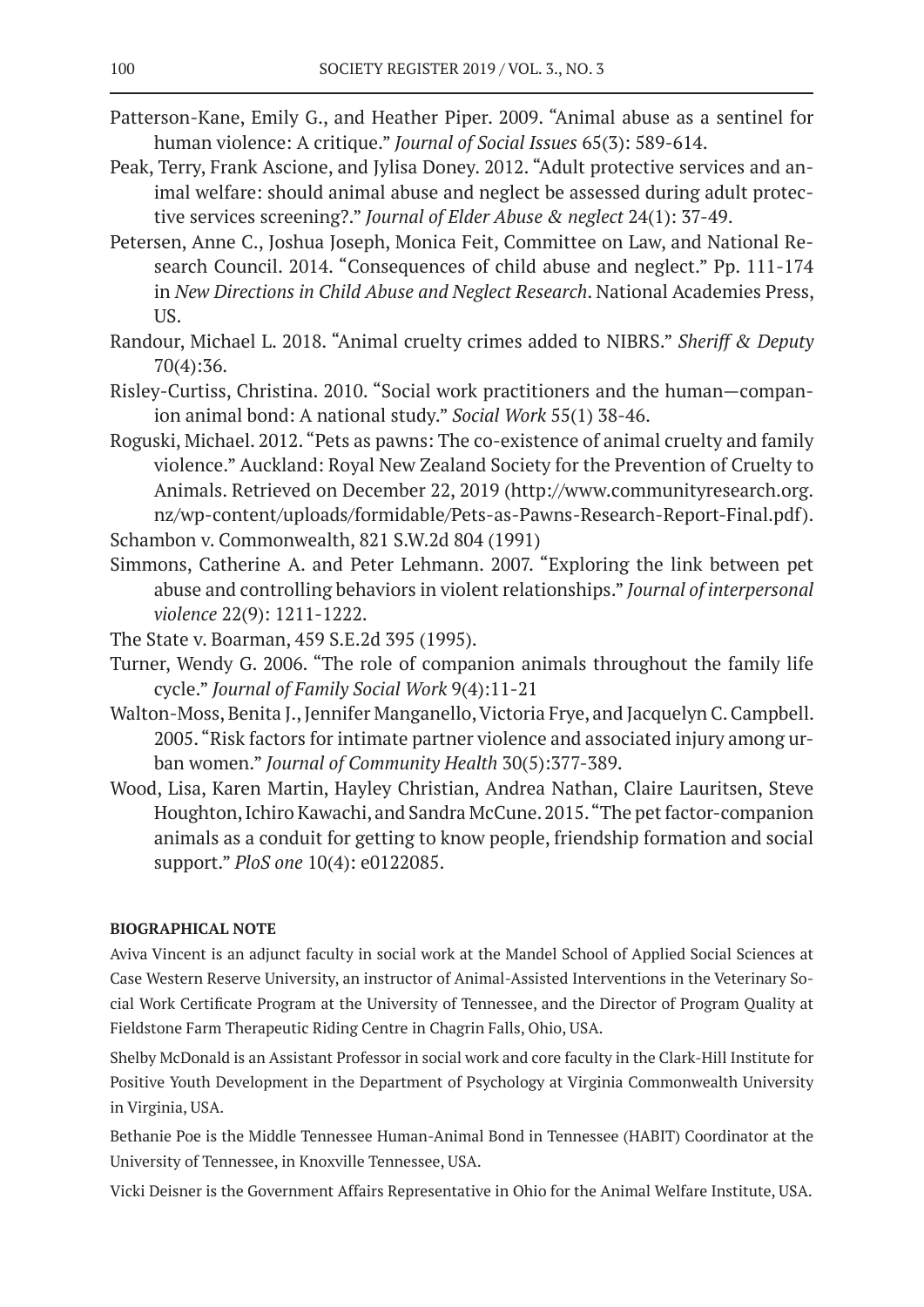Patterson-Kane, Emily G., and Heather Piper. 2009. "Animal abuse as a sentinel for human violence: A critique." *Journal of Social Issues* 65(3): 589-614.

Peak, Terry, Frank Ascione, and Jylisa Doney. 2012. "Adult protective services and animal welfare: should animal abuse and neglect be assessed during adult protective services screening?." *Journal of Elder Abuse & neglect* 24(1): 37-49.

Petersen, Anne C., Joshua Joseph, Monica Feit, Committee on Law, and National Research Council. 2014. "Consequences of child abuse and neglect." Pp. 111-174 in *New Directions in Child Abuse and Neglect Research*. National Academies Press, US.

Randour, Michael L. 2018. "Animal cruelty crimes added to NIBRS." *Sheriff & Deputy* 70(4):36.

Risley-Curtiss, Christina. 2010. "Social work practitioners and the human—companion animal bond: A national study." *Social Work* 55(1) 38-46.

Roguski, Michael. 2012. "Pets as pawns: The co-existence of animal cruelty and family violence." Auckland: Royal New Zealand Society for the Prevention of Cruelty to Animals. Retrieved on December 22, 2019 (http://www.communityresearch.org.nz/wp-content/uploads/formidable/Pets-as-Pawns-Research-Report-Final.pdf).

Schambon v. Commonwealth, 821 S.W.2d 804 (1991)

Simmons, Catherine A. and Peter Lehmann. 2007. "Exploring the link between pet abuse and controlling behaviors in violent relationships." *Journal of interpersonal violence* 22(9): 1211-1222.

The State v. Boarman, 459 S.E.2d 395 (1995).

Turner, Wendy G. 2006. "The role of companion animals throughout the family life cycle." *Journal of Family Social Work* 9(4):11-21

Walton-Moss, Benita J., Jennifer Manganello, Victoria Frye, and Jacquelyn C. Campbell. 2005. "Risk factors for intimate partner violence and associated injury among urban women." *Journal of Community Health* 30(5):377-389.

Wood, Lisa, Karen Martin, Hayley Christian, Andrea Nathan, Claire Lauritsen, Steve Houghton, Ichiro Kawachi, and Sandra McCune. 2015. "The pet factor-companion animals as a conduit for getting to know people, friendship formation and social support." *PloS one* 10(4): e0122085.

**BIOGRAPHICAL NOTE**

Aviva Vincent is an adjunct faculty in social work at the Mandel School of Applied Social Sciences at Case Western Reserve University, an instructor of Animal-Assisted Interventions in the Veterinary Social Work Certificate Program at the University of Tennessee, and the Director of Program Quality at Fieldstone Farm Therapeutic Riding Centre in Chagrin Falls, Ohio, USA.

Shelby McDonald is an Assistant Professor in social work and core faculty in the Clark-Hill Institute for Positive Youth Development in the Department of Psychology at Virginia Commonwealth University in Virginia, USA.

Bethanie Poe is the Middle Tennessee Human-Animal Bond in Tennessee (HABIT) Coordinator at the University of Tennessee, in Knoxville Tennessee, USA.

Vicki Deisner is the Government Affairs Representative in Ohio for the Animal Welfare Institute, USA.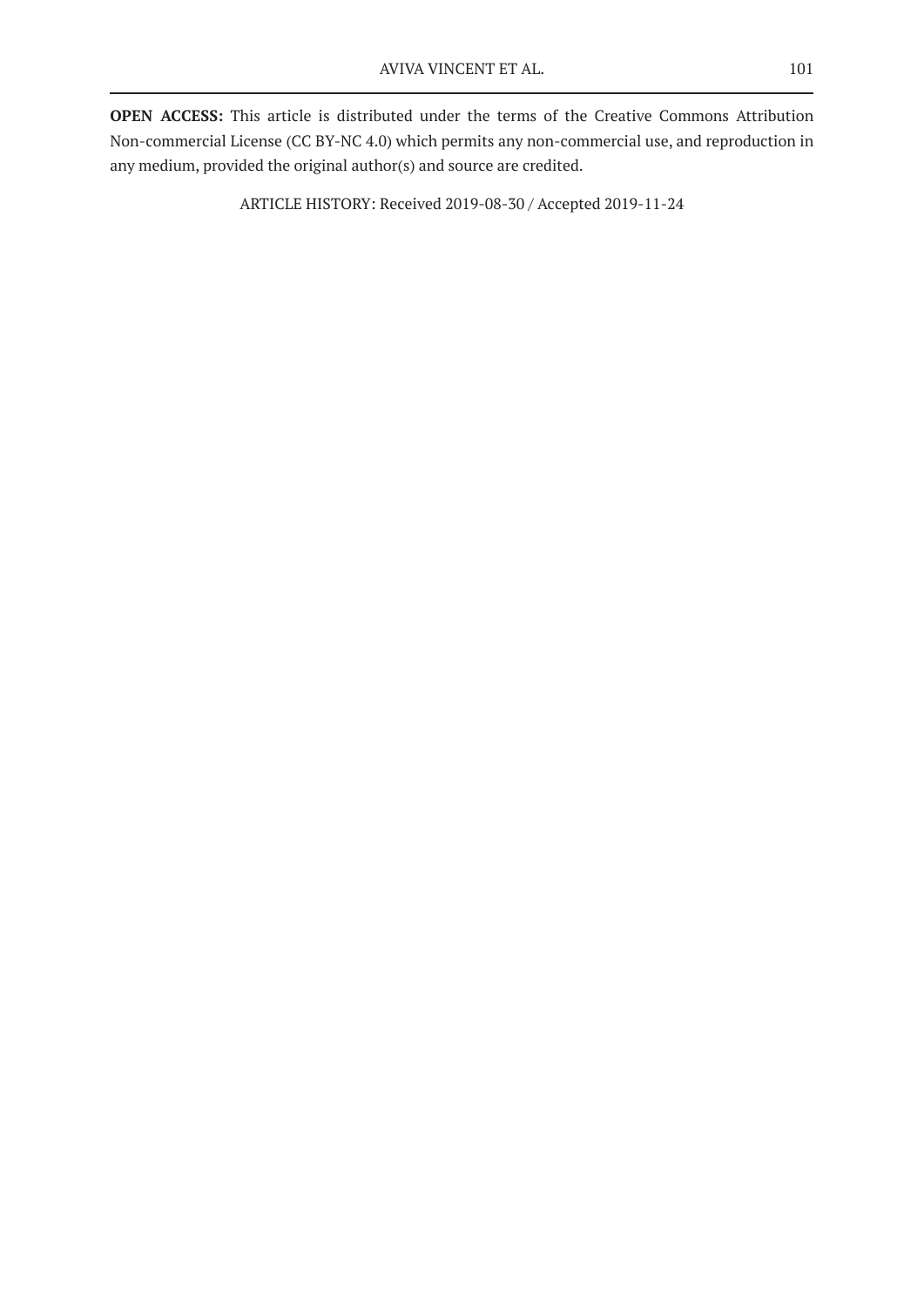**OPEN ACCESS:** This article is distributed under the terms of the Creative Commons Attribution Non-commercial License (CC BY-NC 4.0) which permits any non-commercial use, and reproduction in any medium, provided the original author(s) and source are credited.

ARTICLE HISTORY: Received 2019-08-30 / Accepted 2019-11-24